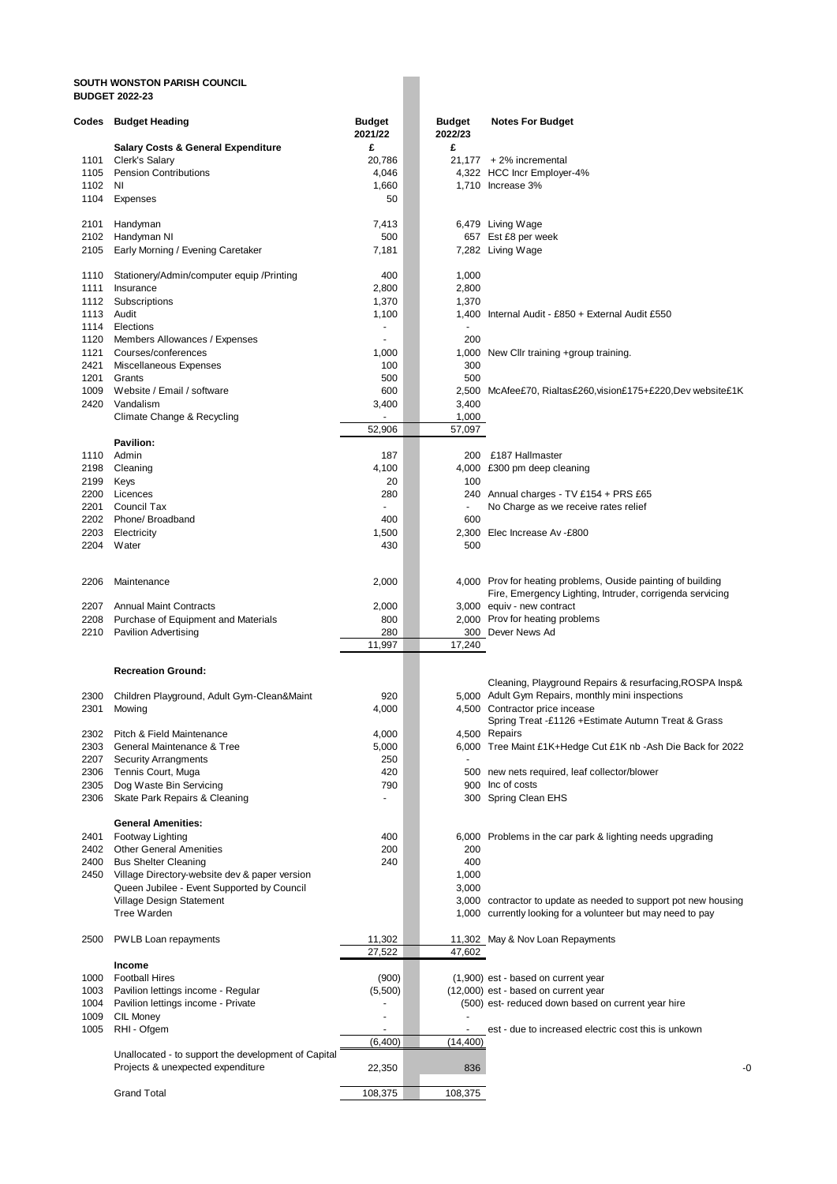**SOUTH WONSTON PARISH COUNCIL**
**BUDGET 2022-23**

| Codes | Budget Heading | Budget 2021/22 | Budget 2022/23 | Notes For Budget |
|---|---|---|---|---|
| | **Salary Costs & General Expenditure** | £ | £ | |
| 1101 | Clerk's Salary | 20,786 | 21,177 | + 2% incremental |
| 1105 | Pension Contributions | 4,046 | 4,322 | HCC Incr Employer-4% |
| 1102 | NI | 1,660 | 1,710 | Increase 3% |
| 1104 | Expenses | 50 | | |
| | | | | |
| 2101 | Handyman | 7,413 | 6,479 | Living Wage |
| 2102 | Handyman NI | 500 | 657 | Est £8 per week |
| 2105 | Early Morning / Evening Caretaker | 7,181 | 7,282 | Living Wage |
| | | | | |
| 1110 | Stationery/Admin/computer equip /Printing | 400 | 1,000 | |
| 1111 | Insurance | 2,800 | 2,800 | |
| 1112 | Subscriptions | 1,370 | 1,370 | |
| 1113 | Audit | 1,100 | 1,400 | Internal Audit - £850 + External Audit £550 |
| 1114 | Elections | - | - | |
| 1120 | Members Allowances / Expenses | - | 200 | |
| 1121 | Courses/conferences | 1,000 | 1,000 | New Cllr training +group training. |
| 2421 | Miscellaneous Expenses | 100 | 300 | |
| 1201 | Grants | 500 | 500 | |
| 1009 | Website / Email / software | 600 | 2,500 | McAfee£70, Rialtas£260,vision£175+£220,Dev website£1K |
| 2420 | Vandalism | 3,400 | 3,400 | |
| | Climate Change & Recycling | - | 1,000 | |
| | | 52,906 | 57,097 | |
| | **Pavilion:** | | | |
| 1110 | Admin | 187 | 200 | £187 Hallmaster |
| 2198 | Cleaning | 4,100 | 4,000 | £300 pm deep cleaning |
| 2199 | Keys | 20 | 100 | |
| 2200 | Licences | 280 | 240 | Annual charges - TV £154 + PRS £65 |
| 2201 | Council Tax | - | - | No Charge as we receive rates relief |
| 2202 | Phone/ Broadband | 400 | 600 | |
| 2203 | Electricity | 1,500 | 2,300 | Elec Increase Av -£800 |
| 2204 | Water | 430 | 500 | |
| | | | | |
| 2206 | Maintenance | 2,000 | 4,000 | Prov for heating problems, Ouside painting of building |
| 2207 | Annual Maint Contracts | 2,000 | 3,000 | Fire, Emergency Lighting, Intruder, corrigenda servicing equiv - new contract |
| 2208 | Purchase of Equipment and Materials | 800 | 2,000 | Prov for heating problems |
| 2210 | Pavilion Advertising | 280 | 300 | Dever News Ad |
| | | 11,997 | 17,240 | |
| | | | | |
| | **Recreation Ground:** | | | |
| 2300 | Children Playground, Adult Gym-Clean&Maint | 920 | 5,000 | Cleaning, Playground Repairs & resurfacing,ROSPA Insp& Adult Gym Repairs, monthly mini inspections |
| 2301 | Mowing | 4,000 | 4,500 | Contractor price incease |
| 2302 | Pitch & Field Maintenance | 4,000 | 4,500 | Spring Treat -£1126 +Estimate Autumn Treat & Grass Repairs |
| 2303 | General Maintenance & Tree | 5,000 | 6,000 | Tree Maint £1K+Hedge Cut £1K nb -Ash Die Back for 2022 |
| 2207 | Security Arrangments | 250 | - | |
| 2306 | Tennis Court, Muga | 420 | 500 | new nets required, leaf collector/blower |
| 2305 | Dog Waste Bin Servicing | 790 | 900 | Inc of costs |
| 2306 | Skate Park Repairs & Cleaning | - | 300 | Spring Clean EHS |
| | | | | |
| | **General Amenities:** | | | |
| 2401 | Footway Lighting | 400 | 6,000 | Problems in the car park & lighting needs upgrading |
| 2402 | Other General Amenities | 200 | 200 | |
| 2400 | Bus Shelter Cleaning | 240 | 400 | |
| 2450 | Village Directory-website dev & paper version | | 1,000 | |
| | Queen Jubilee - Event Supported by Council | | 3,000 | |
| | Village Design Statement | | 3,000 | contractor to update as needed to support pot new housing |
| | Tree Warden | | 1,000 | currently looking for a volunteer but may need to pay |
| | | | | |
| 2500 | PWLB Loan repayments | 11,302 | 11,302 | May & Nov Loan Repayments |
| | | 27,522 | 47,602 | |
| | **Income** | | | |
| 1000 | Football Hires | (900) | (1,900) | est - based on current year |
| 1003 | Pavilion lettings income - Regular | (5,500) | (12,000) | est - based on current year |
| 1004 | Pavilion lettings income - Private | - | (500) | est- reduced down based on current year hire |
| 1009 | CIL Money | - | - | |
| 1005 | RHI - Ofgem | - | - | est - due to increased electric cost this is unkown |
| | | (6,400) | (14,400) | |
| | Unallocated - to support the development of Capital Projects & unexpected expenditure | 22,350 | 836 | -0 |
| | | | | |
| | Grand Total | 108,375 | 108,375 | |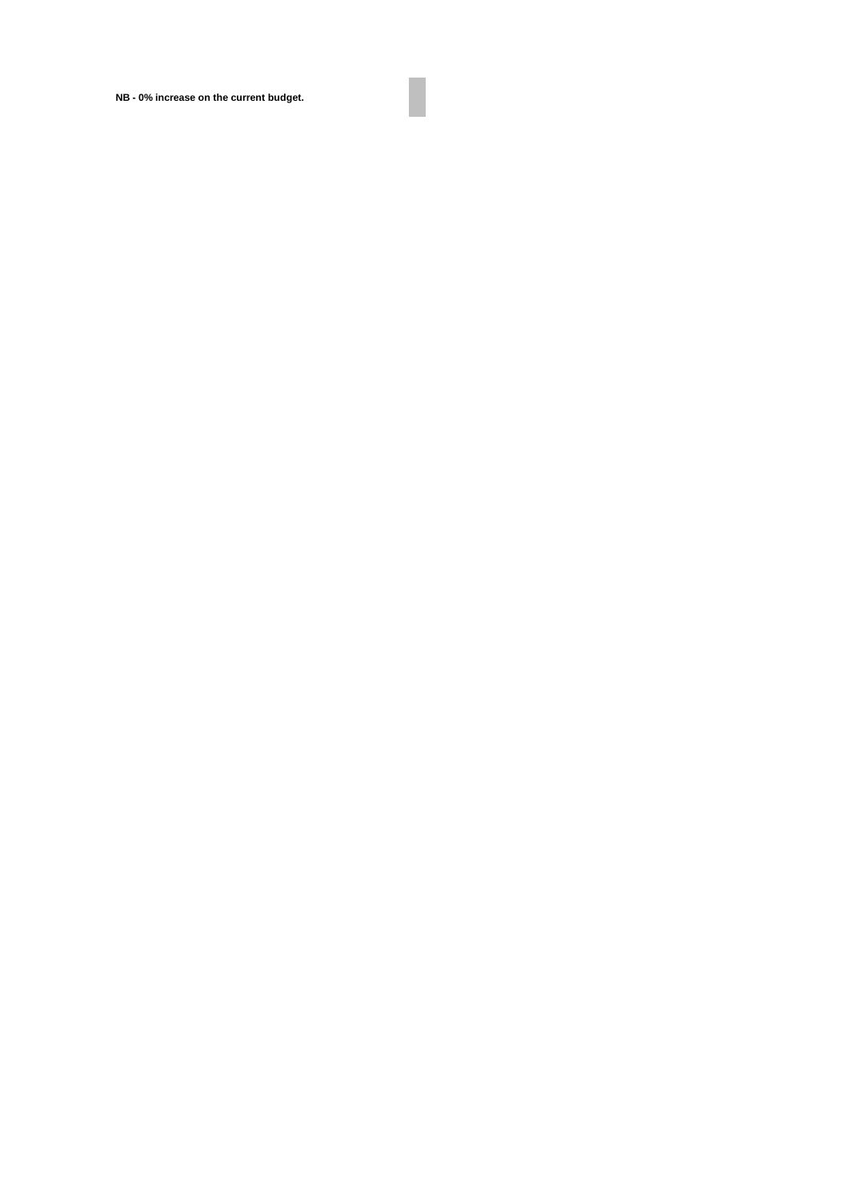**NB - 0% increase on the current budget.**